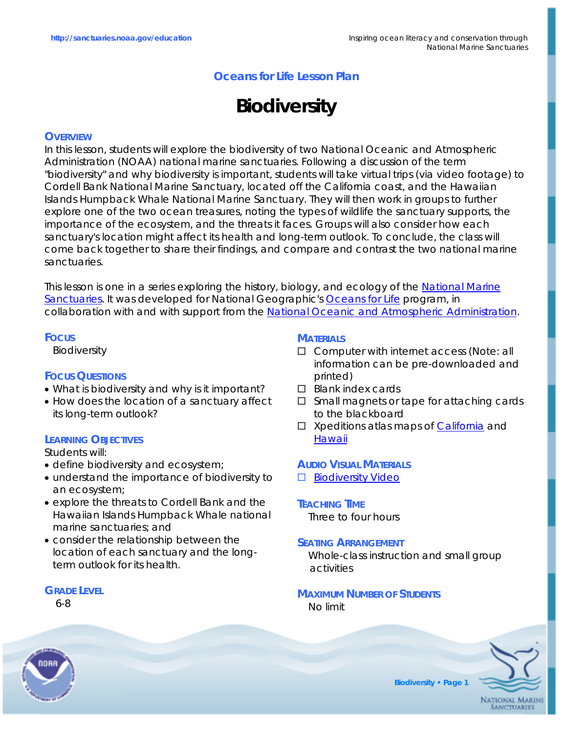Oceans for Life Lesson Plan

# Biodiversity

## Overview

In this lesson, students will explore the biodiversity of two National Oceanic and Atmospheric Administration (NOAA) national marine sanctuaries. Following a discussion of the term "biodiversity" and why biodiversity is important, students will take virtual trips (via video footage) to Cordell Bank National Marine Sanctuary, located off the California coast, and the Hawaiian Islands Humpback Whale National Marine Sanctuary. They will then work in groups to further explore one of the two ocean treasures, noting the types of wildlife the sanctuary supports, the importance of the ecosystem, and the threats it faces. Groups will also consider how each sanctuary's location might affect its health and long-term outlook. To conclude, the class will come back together to share their findings, and compare and contrast the two national marine sanctuaries.

This lesson is one in a series exploring the history, biology, and ecology of the National Marine Sanctuaries. It was developed for National Geographic's Oceans for Life program, in collaboration with and with support from the National Oceanic and Atmospheric Administration.

## Focus

Biodiversity

## Focus Questions

- What is biodiversity and why is it important?
- How does the location of a sanctuary affect its long-term outlook?

## Learning Objectives

Students will:

- define biodiversity and ecosystem;
- understand the importance of biodiversity to an ecosystem;
- explore the threats to Cordell Bank and the Hawaiian Islands Humpback Whale national marine sanctuaries; and
- consider the relationship between the location of each sanctuary and the long-term outlook for its health.

## Grade Level

6-8

## Materials

- ☐ Computer with internet access (Note: all information can be pre-downloaded and printed)
- ☐ Blank index cards
- ☐ Small magnets or tape for attaching cards to the blackboard
- ☐ Xpeditions atlas maps of California and Hawaii

## Audio Visual Materials

- ☐ Biodiversity Video

## Teaching Time

Three to four hours

## Seating Arrangement

Whole-class instruction and small group activities

## Maximum Number of Students

No limit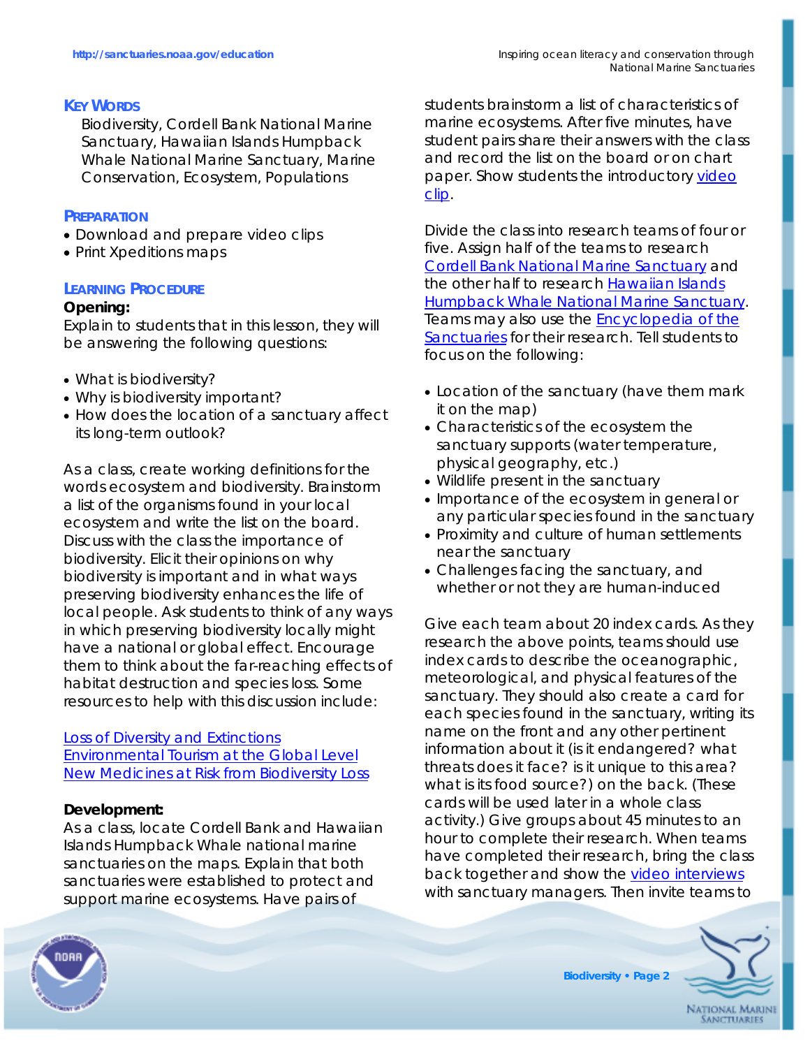## KEY WORDS

Biodiversity, Cordell Bank National Marine Sanctuary, Hawaiian Islands Humpback Whale National Marine Sanctuary, Marine Conservation, Ecosystem, Populations

## PREPARATION

- Download and prepare video clips
- Print Xpeditions maps

## LEARNING PROCEDURE

**Opening:**

Explain to students that in this lesson, they will be answering the following questions:

- What is biodiversity?
- Why is biodiversity important?
- How does the location of a sanctuary affect its long-term outlook?

As a class, create working definitions for the words ecosystem and biodiversity. Brainstorm a list of the organisms found in your local ecosystem and write the list on the board. Discuss with the class the importance of biodiversity. Elicit their opinions on why biodiversity is important and in what ways preserving biodiversity enhances the life of local people. Ask students to think of any ways in which preserving biodiversity locally might have a national or global effect. Encourage them to think about the far-reaching effects of habitat destruction and species loss. Some resources to help with this discussion include:

Loss of Diversity and Extinctions
Environmental Tourism at the Global Level
New Medicines at Risk from Biodiversity Loss

**Development:**

As a class, locate Cordell Bank and Hawaiian Islands Humpback Whale national marine sanctuaries on the maps. Explain that both sanctuaries were established to protect and support marine ecosystems. Have pairs of students brainstorm a list of characteristics of marine ecosystems. After five minutes, have student pairs share their answers with the class and record the list on the board or on chart paper. Show students the introductory video clip.

Divide the class into research teams of four or five. Assign half of the teams to research Cordell Bank National Marine Sanctuary and the other half to research Hawaiian Islands Humpback Whale National Marine Sanctuary. Teams may also use the Encyclopedia of the Sanctuaries for their research. Tell students to focus on the following:

- Location of the sanctuary (have them mark it on the map)
- Characteristics of the ecosystem the sanctuary supports (water temperature, physical geography, etc.)
- Wildlife present in the sanctuary
- Importance of the ecosystem in general or any particular species found in the sanctuary
- Proximity and culture of human settlements near the sanctuary
- Challenges facing the sanctuary, and whether or not they are human-induced

Give each team about 20 index cards. As they research the above points, teams should use index cards to describe the oceanographic, meteorological, and physical features of the sanctuary. They should also create a card for each species found in the sanctuary, writing its name on the front and any other pertinent information about it (is it endangered? what threats does it face? is it unique to this area? what is its food source?) on the back. (These cards will be used later in a whole class activity.) Give groups about 45 minutes to an hour to complete their research. When teams have completed their research, bring the class back together and show the video interviews with sanctuary managers. Then invite teams to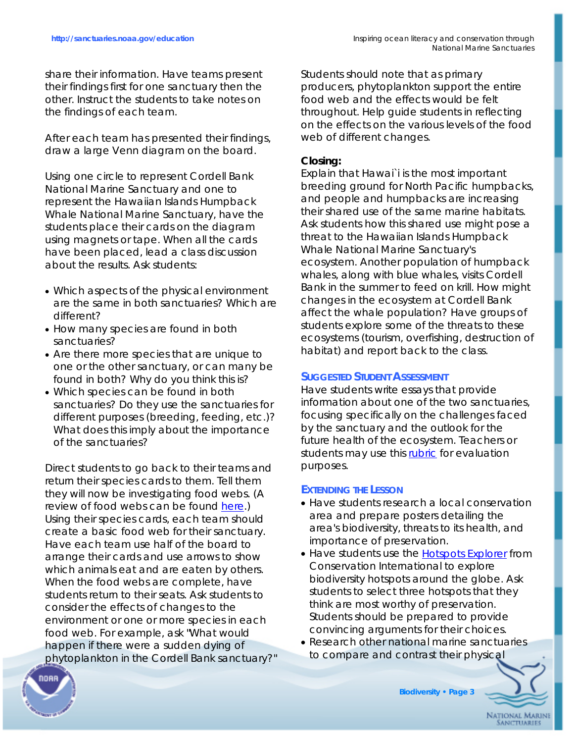share their information. Have teams present their findings first for one sanctuary then the other. Instruct the students to take notes on the findings of each team.

After each team has presented their findings, draw a large Venn diagram on the board.

Using one circle to represent Cordell Bank National Marine Sanctuary and one to represent the Hawaiian Islands Humpback Whale National Marine Sanctuary, have the students place their cards on the diagram using magnets or tape. When all the cards have been placed, lead a class discussion about the results. Ask students:

- Which aspects of the physical environment are the same in both sanctuaries? Which are different?
- How many species are found in both sanctuaries?
- Are there more species that are unique to one or the other sanctuary, or can many be found in both? Why do you think this is?
- Which species can be found in both sanctuaries? Do they use the sanctuaries for different purposes (breeding, feeding, etc.)? What does this imply about the importance of the sanctuaries?

Direct students to go back to their teams and return their species cards to them. Tell them they will now be investigating food webs. (A review of food webs can be found [here](here).) Using their species cards, each team should create a basic food web for their sanctuary. Have each team use half of the board to arrange their cards and use arrows to show which animals eat and are eaten by others. When the food webs are complete, have students return to their seats. Ask students to consider the effects of changes to the environment or one or more species in each food web. For example, ask "What would happen if there were a sudden dying of phytoplankton in the Cordell Bank sanctuary?" Students should note that as primary producers, phytoplankton support the entire food web and the effects would be felt throughout. Help guide students in reflecting on the effects on the various levels of the food web of different changes.

**Closing:**
Explain that Hawai`i is the most important breeding ground for North Pacific humpbacks, and people and humpbacks are increasing their shared use of the same marine habitats. Ask students how this shared use might pose a threat to the Hawaiian Islands Humpback Whale National Marine Sanctuary's ecosystem. Another population of humpback whales, along with blue whales, visits Cordell Bank in the summer to feed on krill. How might changes in the ecosystem at Cordell Bank affect the whale population? Have groups of students explore some of the threats to these ecosystems (tourism, overfishing, destruction of habitat) and report back to the class.

## SUGGESTED STUDENT ASSESSMENT

Have students write essays that provide information about one of the two sanctuaries, focusing specifically on the challenges faced by the sanctuary and the outlook for the future health of the ecosystem. Teachers or students may use this rubric for evaluation purposes.

## EXTENDING THE LESSON

- Have students research a local conservation area and prepare posters detailing the area's biodiversity, threats to its health, and importance of preservation.
- Have students use the Hotspots Explorer from Conservation International to explore biodiversity hotspots around the globe. Ask students to select three hotspots that they think are most worthy of preservation. Students should be prepared to provide convincing arguments for their choices.
- Research other national marine sanctuaries to compare and contrast their physical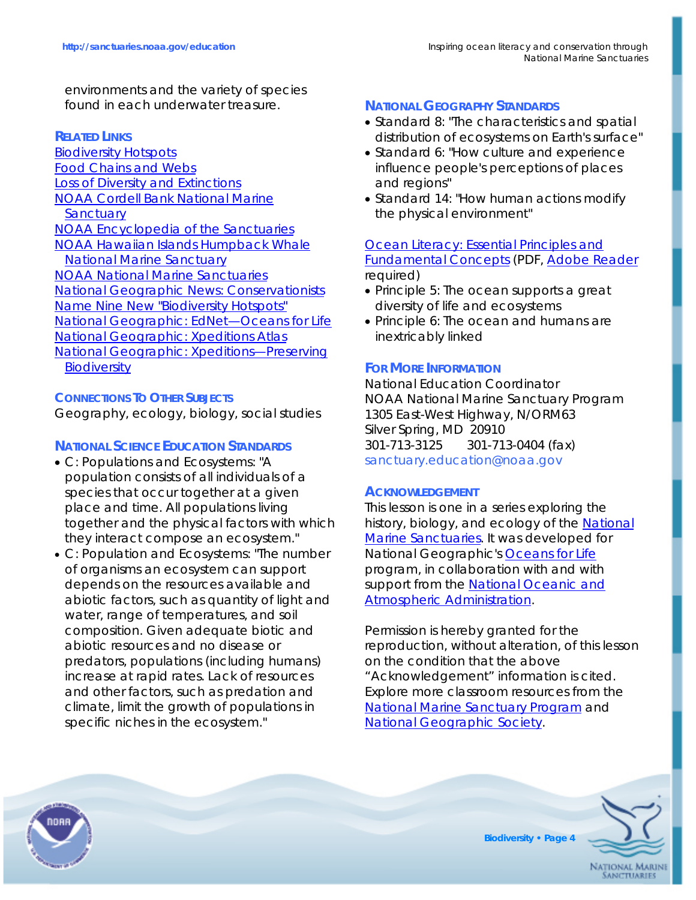environments and the variety of species found in each underwater treasure.

### Related Links

[Biodiversity Hotspots](#)
[Food Chains and Webs](#)
[Loss of Diversity and Extinctions](#)
[NOAA Cordell Bank National Marine Sanctuary](#)
[NOAA Encyclopedia of the Sanctuaries](#)
[NOAA Hawaiian Islands Humpback Whale National Marine Sanctuary](#)
[NOAA National Marine Sanctuaries](#)
[National Geographic News: Conservationists Name Nine New "Biodiversity Hotspots"](#)
[National Geographic: EdNet—Oceans for Life](#)
[National Geographic: Xpeditions Atlas](#)
[National Geographic: Xpeditions—Preserving Biodiversity](#)

### Connections To Other Subjects

Geography, ecology, biology, social studies

### National Science Education Standards

- C: Populations and Ecosystems: "A population consists of all individuals of a species that occur together at a given place and time. All populations living together and the physical factors with which they interact compose an ecosystem."
- C: Population and Ecosystems: "The number of organisms an ecosystem can support depends on the resources available and abiotic factors, such as quantity of light and water, range of temperatures, and soil composition. Given adequate biotic and abiotic resources and no disease or predators, populations (including humans) increase at rapid rates. Lack of resources and other factors, such as predation and climate, limit the growth of populations in specific niches in the ecosystem."

### National Geography Standards

- Standard 8: "The characteristics and spatial distribution of ecosystems on Earth's surface"
- Standard 6: "How culture and experience influence people's perceptions of places and regions"
- Standard 14: "How human actions modify the physical environment"

[Ocean Literacy: Essential Principles and Fundamental Concepts](#) (PDF, [Adobe Reader](#) required)

- Principle 5: The ocean supports a great diversity of life and ecosystems
- Principle 6: The ocean and humans are inextricably linked

### For More Information

National Education Coordinator
NOAA National Marine Sanctuary Program
1305 East-West Highway, N/ORM63
Silver Spring, MD 20910
301-713-3125 301-713-0404 (fax)
sanctuary.education@noaa.gov

### Acknowledgement

This lesson is one in a series exploring the history, biology, and ecology of the [National Marine Sanctuaries](#). It was developed for National Geographic's [Oceans for Life](#) program, in collaboration with and with support from the [National Oceanic and Atmospheric Administration](#).

Permission is hereby granted for the reproduction, without alteration, of this lesson on the condition that the above "Acknowledgement" information is cited. Explore more classroom resources from the [National Marine Sanctuary Program](#) and [National Geographic Society](#).